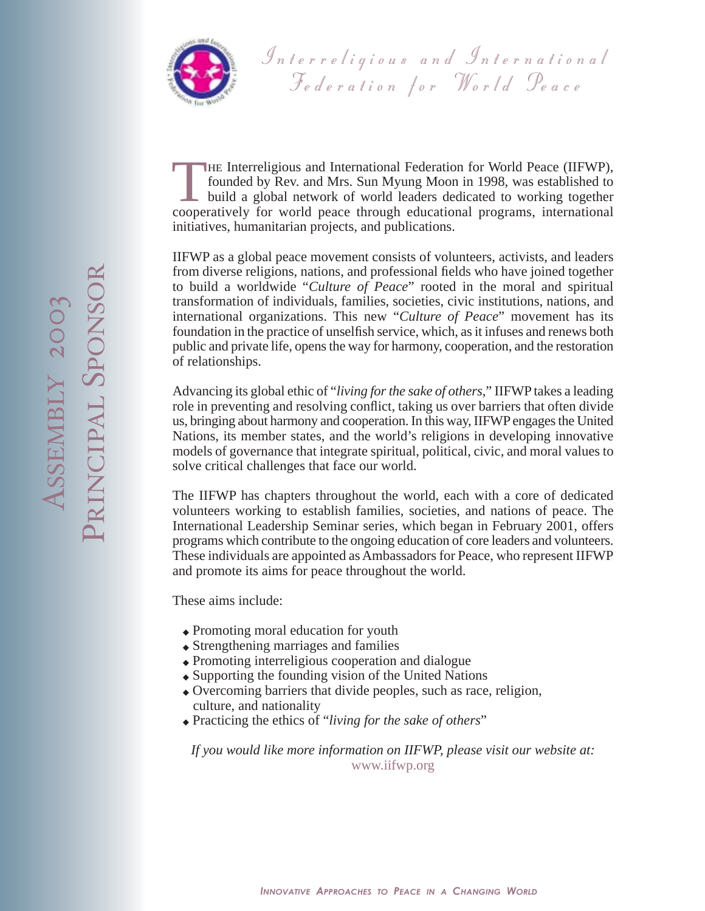# Interreligious and International Federation for World Peace

## Assembly 2003 Principal Sponsor

The Interreligious and International Federation for World Peace (IIFWP), founded by Rev. and Mrs. Sun Myung Moon in 1998, was established to build a global network of world leaders dedicated to working together cooperatively for world peace through educational programs, international initiatives, humanitarian projects, and publications.

IIFWP as a global peace movement consists of volunteers, activists, and leaders from diverse religions, nations, and professional fields who have joined together to build a worldwide "*Culture of Peace*" rooted in the moral and spiritual transformation of individuals, families, societies, civic institutions, nations, and international organizations. This new "*Culture of Peace*" movement has its foundation in the practice of unselfish service, which, as it infuses and renews both public and private life, opens the way for harmony, cooperation, and the restoration of relationships.

Advancing its global ethic of "*living for the sake of others*," IIFWP takes a leading role in preventing and resolving conflict, taking us over barriers that often divide us, bringing about harmony and cooperation. In this way, IIFWP engages the United Nations, its member states, and the world's religions in developing innovative models of governance that integrate spiritual, political, civic, and moral values to solve critical challenges that face our world.

The IIFWP has chapters throughout the world, each with a core of dedicated volunteers working to establish families, societies, and nations of peace. The International Leadership Seminar series, which began in February 2001, offers programs which contribute to the ongoing education of core leaders and volunteers. These individuals are appointed as Ambassadors for Peace, who represent IIFWP and promote its aims for peace throughout the world.

These aims include:

- Promoting moral education for youth
- Strengthening marriages and families
- Promoting interreligious cooperation and dialogue
- Supporting the founding vision of the United Nations
- Overcoming barriers that divide peoples, such as race, religion, culture, and nationality
- Practicing the ethics of "*living for the sake of others*"

*If you would like more information on IIFWP, please visit our website at:*
www.iifwp.org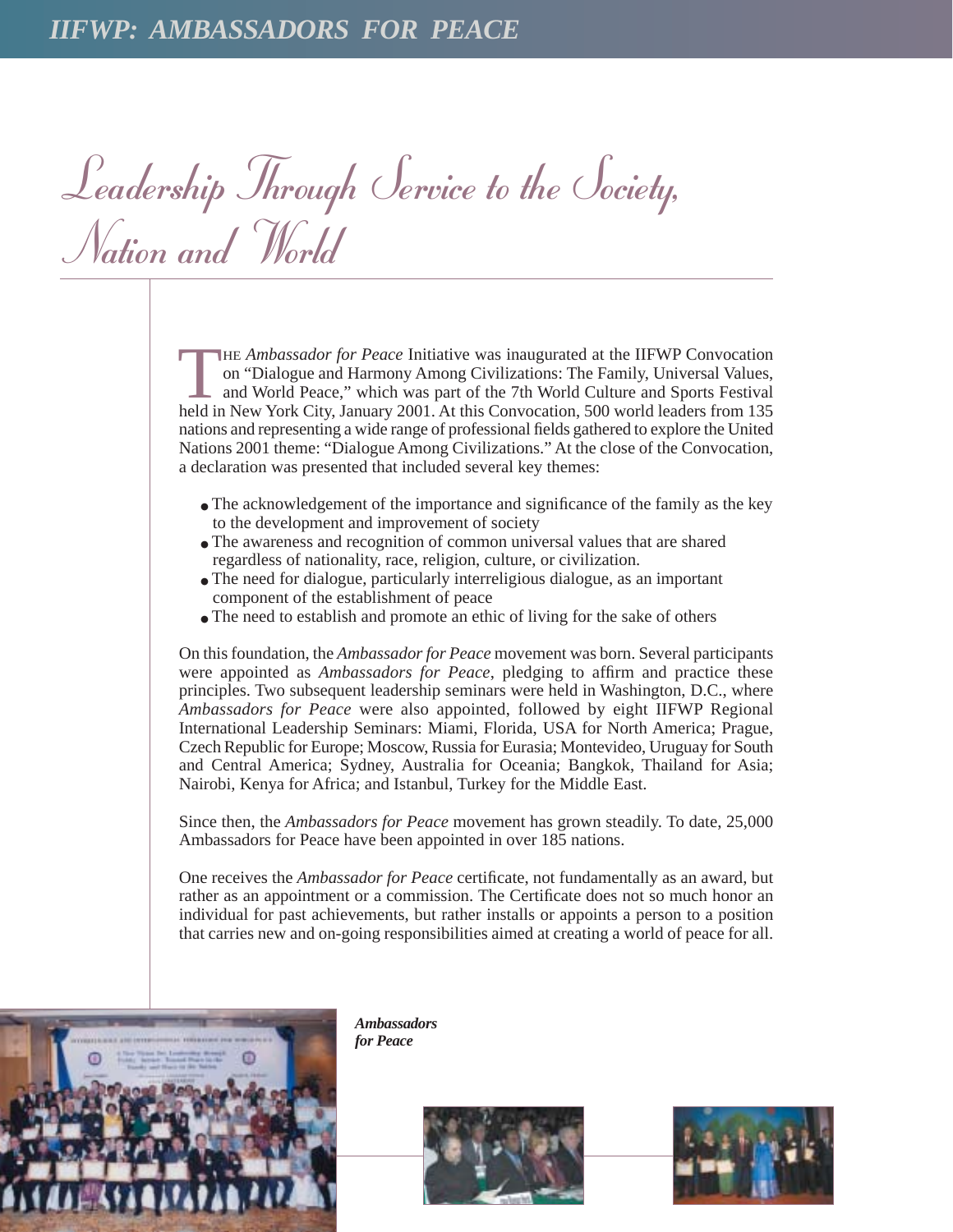# Leadership Through Service to the Society, Nation and World

THE *Ambassador for Peace* Initiative was inaugurated at the IIFWP Convocation on "Dialogue and Harmony Among Civilizations: The Family, Universal Values, and World Peace," which was part of the 7th World Culture and Sports Festival held in New York City, January 2001. At this Convocation, 500 world leaders from 135 nations and representing a wide range of professional fields gathered to explore the United Nations 2001 theme: "Dialogue Among Civilizations." At the close of the Convocation, a declaration was presented that included several key themes:

- The acknowledgement of the importance and significance of the family as the key to the development and improvement of society
- The awareness and recognition of common universal values that are shared regardless of nationality, race, religion, culture, or civilization.
- The need for dialogue, particularly interreligious dialogue, as an important component of the establishment of peace
- The need to establish and promote an ethic of living for the sake of others

On this foundation, the *Ambassador for Peace* movement was born. Several participants were appointed as *Ambassadors for Peace*, pledging to affirm and practice these principles. Two subsequent leadership seminars were held in Washington, D.C., where *Ambassadors for Peace* were also appointed, followed by eight IIFWP Regional International Leadership Seminars: Miami, Florida, USA for North America; Prague, Czech Republic for Europe; Moscow, Russia for Eurasia; Montevideo, Uruguay for South and Central America; Sydney, Australia for Oceania; Bangkok, Thailand for Asia; Nairobi, Kenya for Africa; and Istanbul, Turkey for the Middle East.

Since then, the *Ambassadors for Peace* movement has grown steadily. To date, 25,000 Ambassadors for Peace have been appointed in over 185 nations.

One receives the *Ambassador for Peace* certificate, not fundamentally as an award, but rather as an appointment or a commission. The Certificate does not so much honor an individual for past achievements, but rather installs or appoints a person to a position that carries new and on-going responsibilities aimed at creating a world of peace for all.

***Ambassadors for Peace***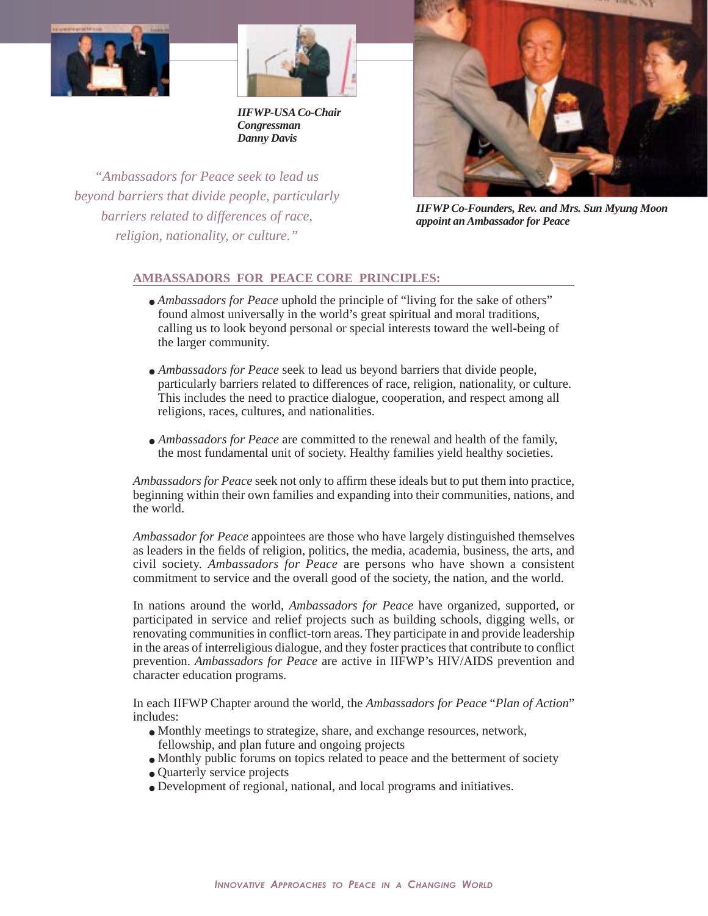*IIFWP-USA Co-Chair Congressman Danny Davis*

*IIFWP Co-Founders, Rev. and Mrs. Sun Myung Moon appoint an Ambassador for Peace*

> *"Ambassadors for Peace seek to lead us beyond barriers that divide people, particularly barriers related to differences of race, religion, nationality, or culture."*

## AMBASSADORS FOR PEACE CORE PRINCIPLES:

- *Ambassadors for Peace* uphold the principle of "living for the sake of others" found almost universally in the world's great spiritual and moral traditions, calling us to look beyond personal or special interests toward the well-being of the larger community.

- *Ambassadors for Peace* seek to lead us beyond barriers that divide people, particularly barriers related to differences of race, religion, nationality, or culture. This includes the need to practice dialogue, cooperation, and respect among all religions, races, cultures, and nationalities.

- *Ambassadors for Peace* are committed to the renewal and health of the family, the most fundamental unit of society. Healthy families yield healthy societies.

*Ambassadors for Peace* seek not only to affirm these ideals but to put them into practice, beginning within their own families and expanding into their communities, nations, and the world.

*Ambassador for Peace* appointees are those who have largely distinguished themselves as leaders in the fields of religion, politics, the media, academia, business, the arts, and civil society. *Ambassadors for Peace* are persons who have shown a consistent commitment to service and the overall good of the society, the nation, and the world.

In nations around the world, *Ambassadors for Peace* have organized, supported, or participated in service and relief projects such as building schools, digging wells, or renovating communities in conflict-torn areas. They participate in and provide leadership in the areas of interreligious dialogue, and they foster practices that contribute to conflict prevention. *Ambassadors for Peace* are active in IIFWP's HIV/AIDS prevention and character education programs.

In each IIFWP Chapter around the world, the *Ambassadors for Peace* "*Plan of Action*" includes:

- Monthly meetings to strategize, share, and exchange resources, network, fellowship, and plan future and ongoing projects
- Monthly public forums on topics related to peace and the betterment of society
- Quarterly service projects
- Development of regional, national, and local programs and initiatives.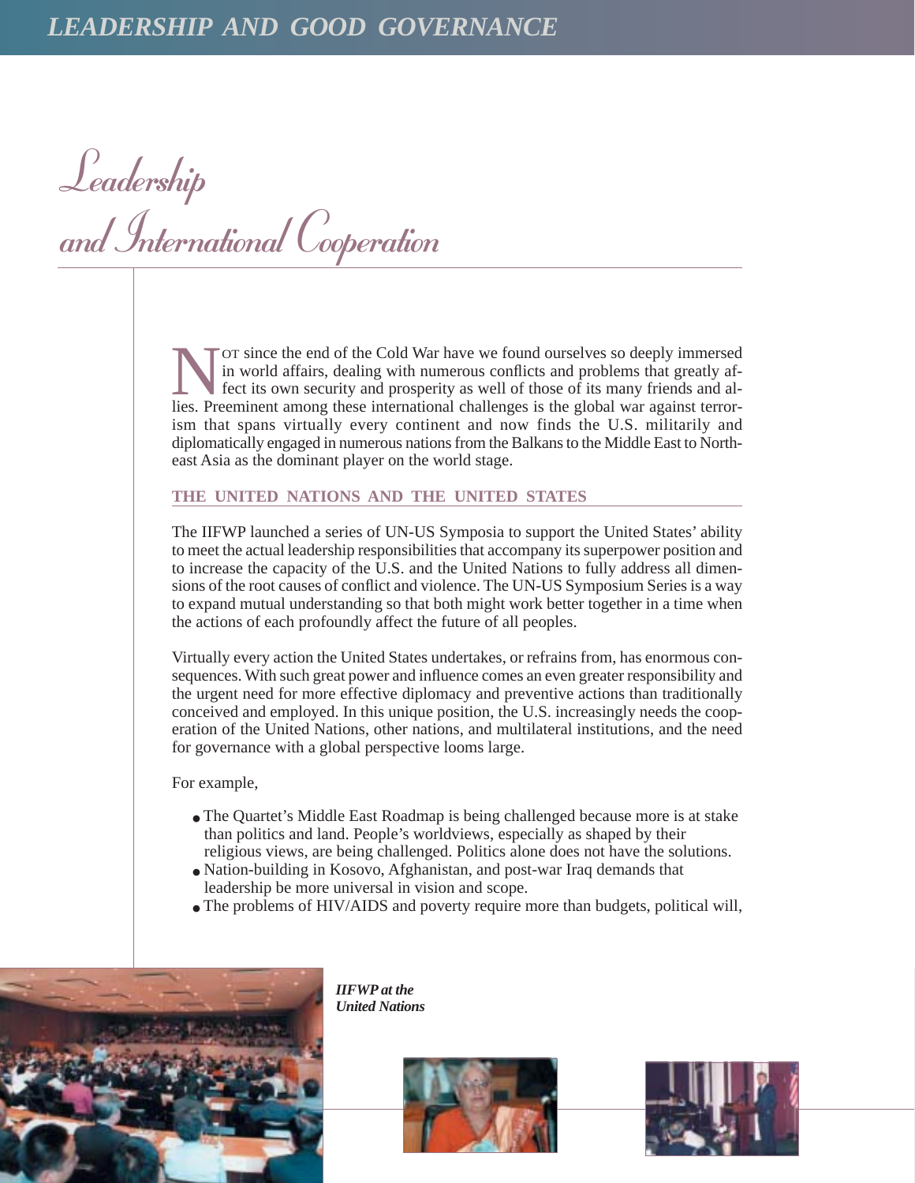# Leadership and International Cooperation

NOT since the end of the Cold War have we found ourselves so deeply immersed in world affairs, dealing with numerous conflicts and problems that greatly affect its own security and prosperity as well of those of its many friends and allies. Preeminent among these international challenges is the global war against terrorism that spans virtually every continent and now finds the U.S. militarily and diplomatically engaged in numerous nations from the Balkans to the Middle East to Northeast Asia as the dominant player on the world stage.

## THE UNITED NATIONS AND THE UNITED STATES

The IIFWP launched a series of UN-US Symposia to support the United States' ability to meet the actual leadership responsibilities that accompany its superpower position and to increase the capacity of the U.S. and the United Nations to fully address all dimensions of the root causes of conflict and violence. The UN-US Symposium Series is a way to expand mutual understanding so that both might work better together in a time when the actions of each profoundly affect the future of all peoples.

Virtually every action the United States undertakes, or refrains from, has enormous consequences. With such great power and influence comes an even greater responsibility and the urgent need for more effective diplomacy and preventive actions than traditionally conceived and employed. In this unique position, the U.S. increasingly needs the cooperation of the United Nations, other nations, and multilateral institutions, and the need for governance with a global perspective looms large.

For example,

- The Quartet's Middle East Roadmap is being challenged because more is at stake than politics and land. People's worldviews, especially as shaped by their religious views, are being challenged. Politics alone does not have the solutions.
- Nation-building in Kosovo, Afghanistan, and post-war Iraq demands that leadership be more universal in vision and scope.
- The problems of HIV/AIDS and poverty require more than budgets, political will,

***IIFWP at the United Nations***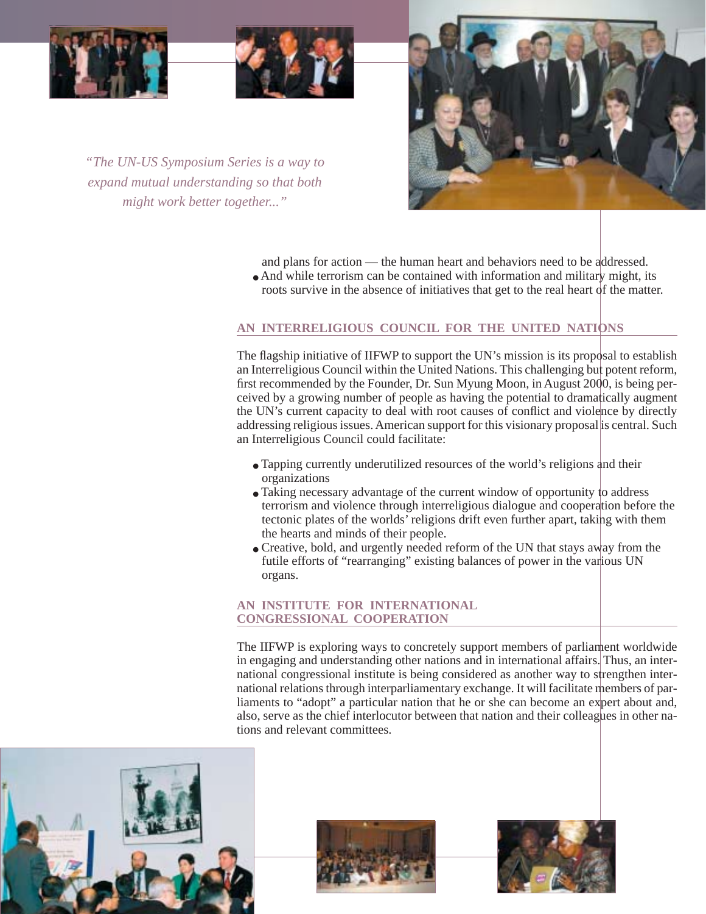*"The UN-US Symposium Series is a way to expand mutual understanding so that both might work better together..."*

and plans for action — the human heart and behaviors need to be addressed.

- And while terrorism can be contained with information and military might, its roots survive in the absence of initiatives that get to the real heart of the matter.

## AN INTERRELIGIOUS COUNCIL FOR THE UNITED NATIONS

The flagship initiative of IIFWP to support the UN's mission is its proposal to establish an Interreligious Council within the United Nations. This challenging but potent reform, first recommended by the Founder, Dr. Sun Myung Moon, in August 2000, is being perceived by a growing number of people as having the potential to dramatically augment the UN's current capacity to deal with root causes of conflict and violence by directly addressing religious issues. American support for this visionary proposal is central. Such an Interreligious Council could facilitate:

- Tapping currently underutilized resources of the world's religions and their organizations
- Taking necessary advantage of the current window of opportunity to address terrorism and violence through interreligious dialogue and cooperation before the tectonic plates of the worlds' religions drift even further apart, taking with them the hearts and minds of their people.
- Creative, bold, and urgently needed reform of the UN that stays away from the futile efforts of "rearranging" existing balances of power in the various UN organs.

## AN INSTITUTE FOR INTERNATIONAL CONGRESSIONAL COOPERATION

The IIFWP is exploring ways to concretely support members of parliament worldwide in engaging and understanding other nations and in international affairs. Thus, an international congressional institute is being considered as another way to strengthen international relations through interparliamentary exchange. It will facilitate members of parliaments to "adopt" a particular nation that he or she can become an expert about and, also, serve as the chief interlocutor between that nation and their colleagues in other nations and relevant committees.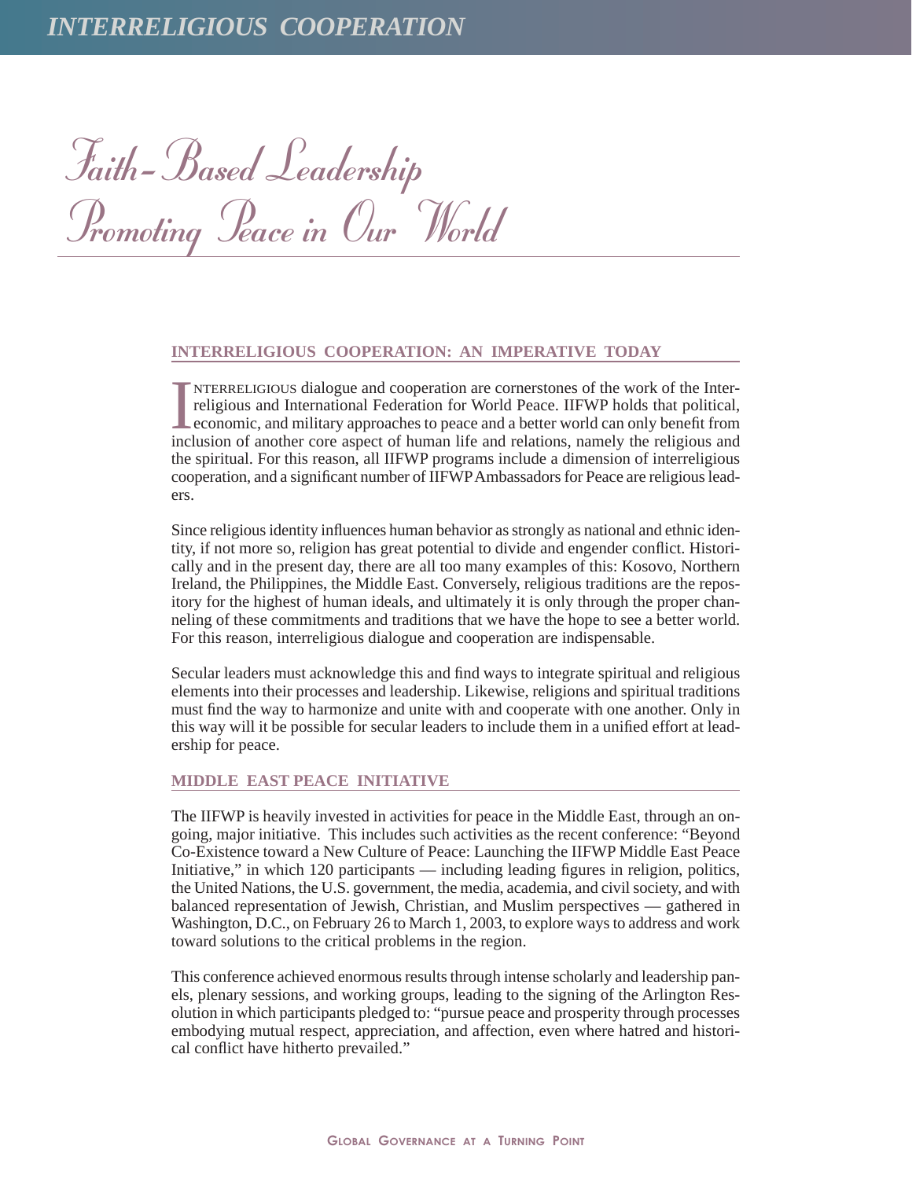# Faith-Based Leadership Promoting Peace in Our World

## INTERRELIGIOUS COOPERATION: AN IMPERATIVE TODAY

INTERRELIGIOUS dialogue and cooperation are cornerstones of the work of the Interreligious and International Federation for World Peace. IIFWP holds that political, economic, and military approaches to peace and a better world can only benefit from inclusion of another core aspect of human life and relations, namely the religious and the spiritual. For this reason, all IIFWP programs include a dimension of interreligious cooperation, and a significant number of IIFWP Ambassadors for Peace are religious leaders.

Since religious identity influences human behavior as strongly as national and ethnic identity, if not more so, religion has great potential to divide and engender conflict. Historically and in the present day, there are all too many examples of this: Kosovo, Northern Ireland, the Philippines, the Middle East. Conversely, religious traditions are the repository for the highest of human ideals, and ultimately it is only through the proper channeling of these commitments and traditions that we have the hope to see a better world. For this reason, interreligious dialogue and cooperation are indispensable.

Secular leaders must acknowledge this and find ways to integrate spiritual and religious elements into their processes and leadership. Likewise, religions and spiritual traditions must find the way to harmonize and unite with and cooperate with one another. Only in this way will it be possible for secular leaders to include them in a unified effort at leadership for peace.

## MIDDLE EAST PEACE INITIATIVE

The IIFWP is heavily invested in activities for peace in the Middle East, through an ongoing, major initiative. This includes such activities as the recent conference: "Beyond Co-Existence toward a New Culture of Peace: Launching the IIFWP Middle East Peace Initiative," in which 120 participants — including leading figures in religion, politics, the United Nations, the U.S. government, the media, academia, and civil society, and with balanced representation of Jewish, Christian, and Muslim perspectives — gathered in Washington, D.C., on February 26 to March 1, 2003, to explore ways to address and work toward solutions to the critical problems in the region.

This conference achieved enormous results through intense scholarly and leadership panels, plenary sessions, and working groups, leading to the signing of the Arlington Resolution in which participants pledged to: "pursue peace and prosperity through processes embodying mutual respect, appreciation, and affection, even where hatred and historical conflict have hitherto prevailed."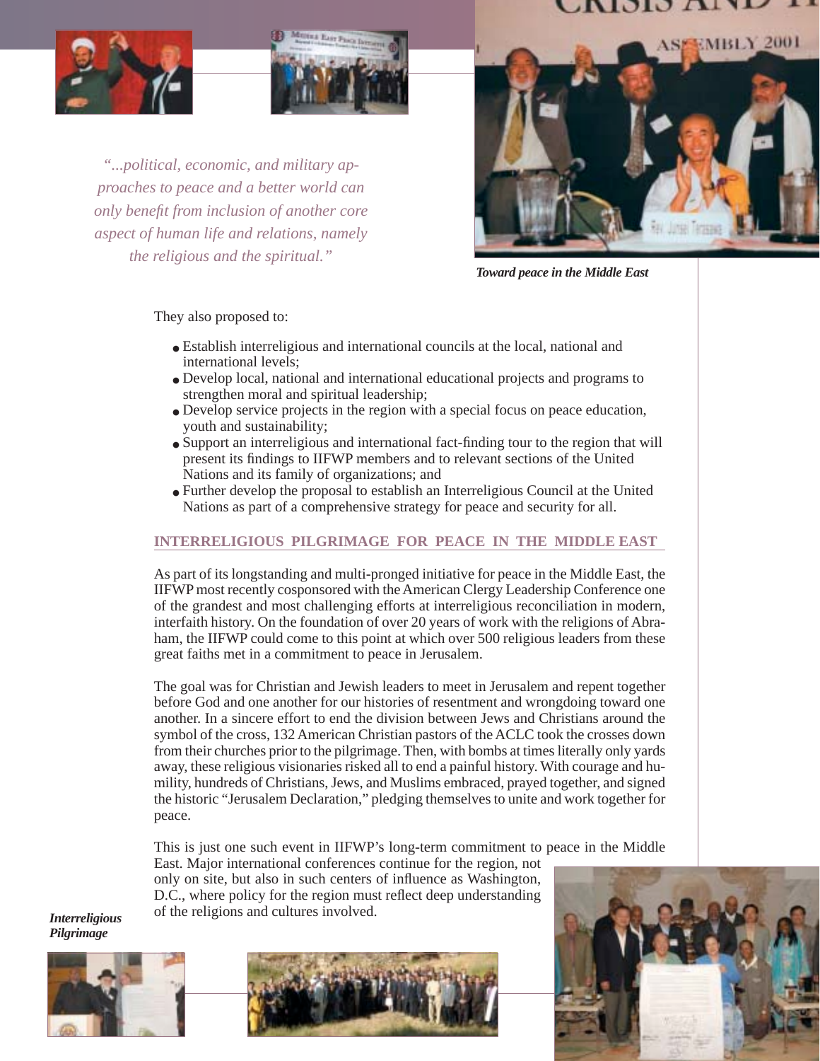*"...political, economic, and military approaches to peace and a better world can only benefit from inclusion of another core aspect of human life and relations, namely the religious and the spiritual."*

***Toward peace in the Middle East***

They also proposed to:

- Establish interreligious and international councils at the local, national and international levels;
- Develop local, national and international educational projects and programs to strengthen moral and spiritual leadership;
- Develop service projects in the region with a special focus on peace education, youth and sustainability;
- Support an interreligious and international fact-finding tour to the region that will present its findings to IIFWP members and to relevant sections of the United Nations and its family of organizations; and
- Further develop the proposal to establish an Interreligious Council at the United Nations as part of a comprehensive strategy for peace and security for all.

## INTERRELIGIOUS PILGRIMAGE FOR PEACE IN THE MIDDLE EAST

As part of its longstanding and multi-pronged initiative for peace in the Middle East, the IIFWP most recently cosponsored with the American Clergy Leadership Conference one of the grandest and most challenging efforts at interreligious reconciliation in modern, interfaith history. On the foundation of over 20 years of work with the religions of Abraham, the IIFWP could come to this point at which over 500 religious leaders from these great faiths met in a commitment to peace in Jerusalem.

The goal was for Christian and Jewish leaders to meet in Jerusalem and repent together before God and one another for our histories of resentment and wrongdoing toward one another. In a sincere effort to end the division between Jews and Christians around the symbol of the cross, 132 American Christian pastors of the ACLC took the crosses down from their churches prior to the pilgrimage. Then, with bombs at times literally only yards away, these religious visionaries risked all to end a painful history. With courage and humility, hundreds of Christians, Jews, and Muslims embraced, prayed together, and signed the historic "Jerusalem Declaration," pledging themselves to unite and work together for peace.

This is just one such event in IIFWP's long-term commitment to peace in the Middle East. Major international conferences continue for the region, not only on site, but also in such centers of influence as Washington, D.C., where policy for the region must reflect deep understanding of the religions and cultures involved.

***Interreligious Pilgrimage***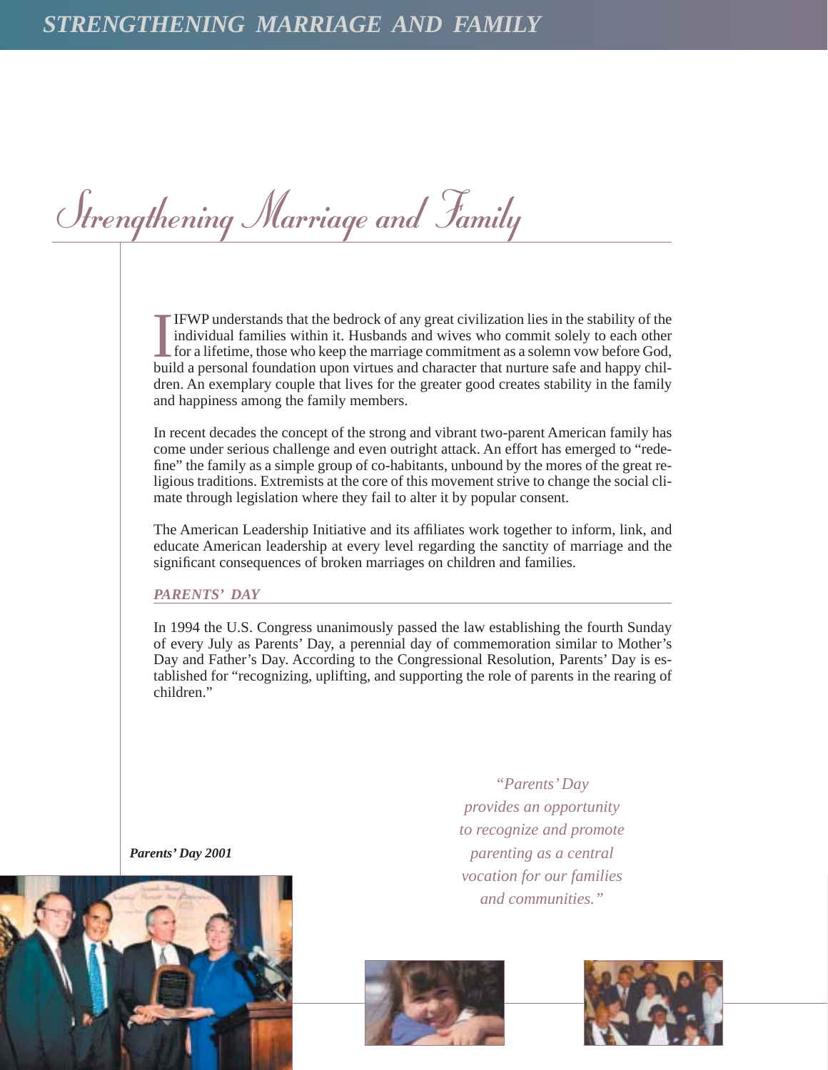# Strengthening Marriage and Family

IFWP understands that the bedrock of any great civilization lies in the stability of the individual families within it. Husbands and wives who commit solely to each other for a lifetime, those who keep the marriage commitment as a solemn vow before God, build a personal foundation upon virtues and character that nurture safe and happy children. An exemplary couple that lives for the greater good creates stability in the family and happiness among the family members.

In recent decades the concept of the strong and vibrant two-parent American family has come under serious challenge and even outright attack. An effort has emerged to "redefine" the family as a simple group of co-habitants, unbound by the mores of the great religious traditions. Extremists at the core of this movement strive to change the social climate through legislation where they fail to alter it by popular consent.

The American Leadership Initiative and its affiliates work together to inform, link, and educate American leadership at every level regarding the sanctity of marriage and the significant consequences of broken marriages on children and families.

## *PARENTS' DAY*

In 1994 the U.S. Congress unanimously passed the law establishing the fourth Sunday of every July as Parents' Day, a perennial day of commemoration similar to Mother's Day and Father's Day. According to the Congressional Resolution, Parents' Day is established for "recognizing, uplifting, and supporting the role of parents in the rearing of children."

*"Parents' Day provides an opportunity to recognize and promote parenting as a central vocation for our families and communities."*

***Parents' Day 2001***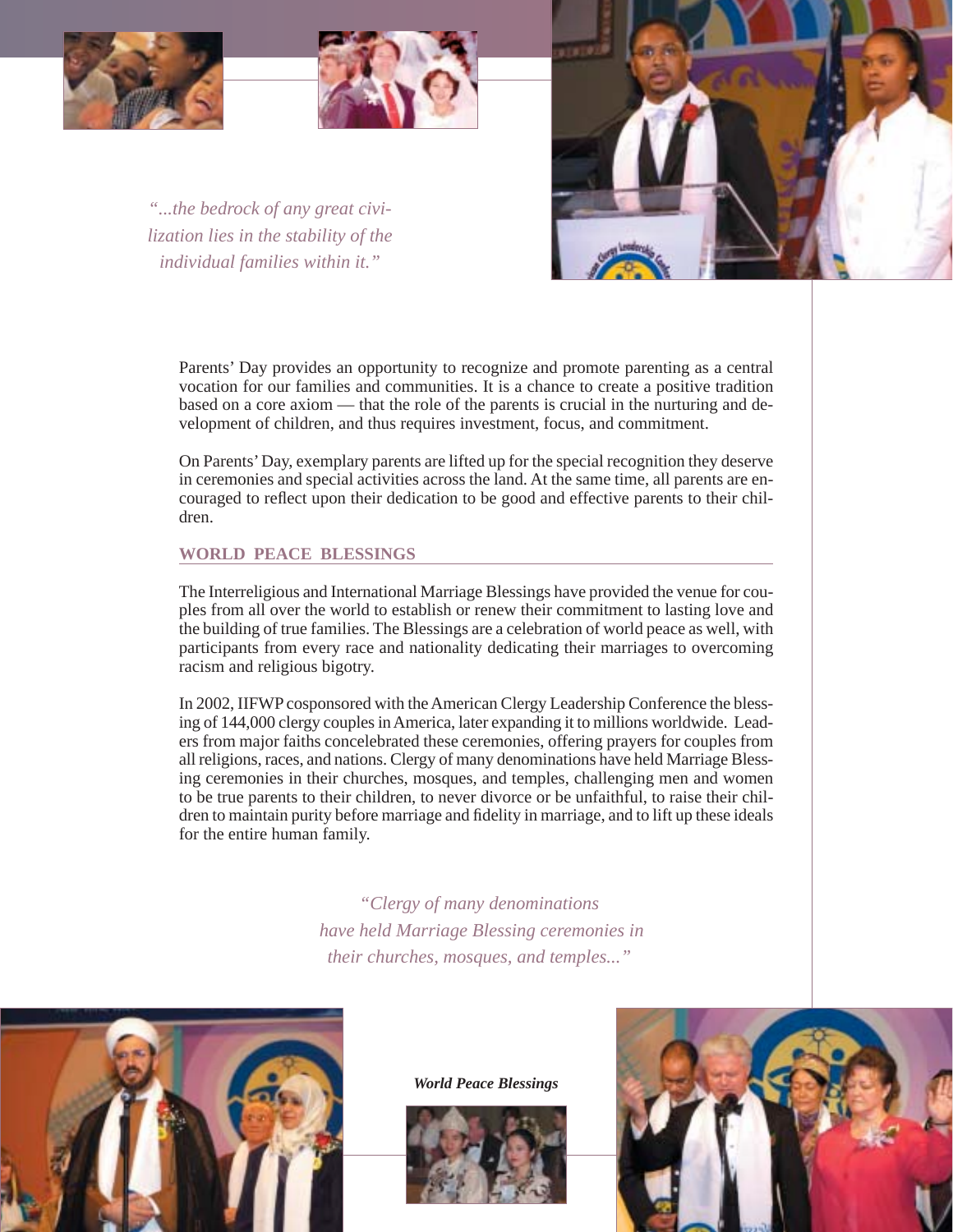*"...the bedrock of any great civilization lies in the stability of the individual families within it."*

Parents' Day provides an opportunity to recognize and promote parenting as a central vocation for our families and communities. It is a chance to create a positive tradition based on a core axiom — that the role of the parents is crucial in the nurturing and development of children, and thus requires investment, focus, and commitment.

On Parents' Day, exemplary parents are lifted up for the special recognition they deserve in ceremonies and special activities across the land. At the same time, all parents are encouraged to reflect upon their dedication to be good and effective parents to their children.

## WORLD PEACE BLESSINGS

The Interreligious and International Marriage Blessings have provided the venue for couples from all over the world to establish or renew their commitment to lasting love and the building of true families. The Blessings are a celebration of world peace as well, with participants from every race and nationality dedicating their marriages to overcoming racism and religious bigotry.

In 2002, IIFWP cosponsored with the American Clergy Leadership Conference the blessing of 144,000 clergy couples in America, later expanding it to millions worldwide. Leaders from major faiths concelebrated these ceremonies, offering prayers for couples from all religions, races, and nations. Clergy of many denominations have held Marriage Blessing ceremonies in their churches, mosques, and temples, challenging men and women to be true parents to their children, to never divorce or be unfaithful, to raise their children to maintain purity before marriage and fidelity in marriage, and to lift up these ideals for the entire human family.

*"Clergy of many denominations have held Marriage Blessing ceremonies in their churches, mosques, and temples..."*

***World Peace Blessings***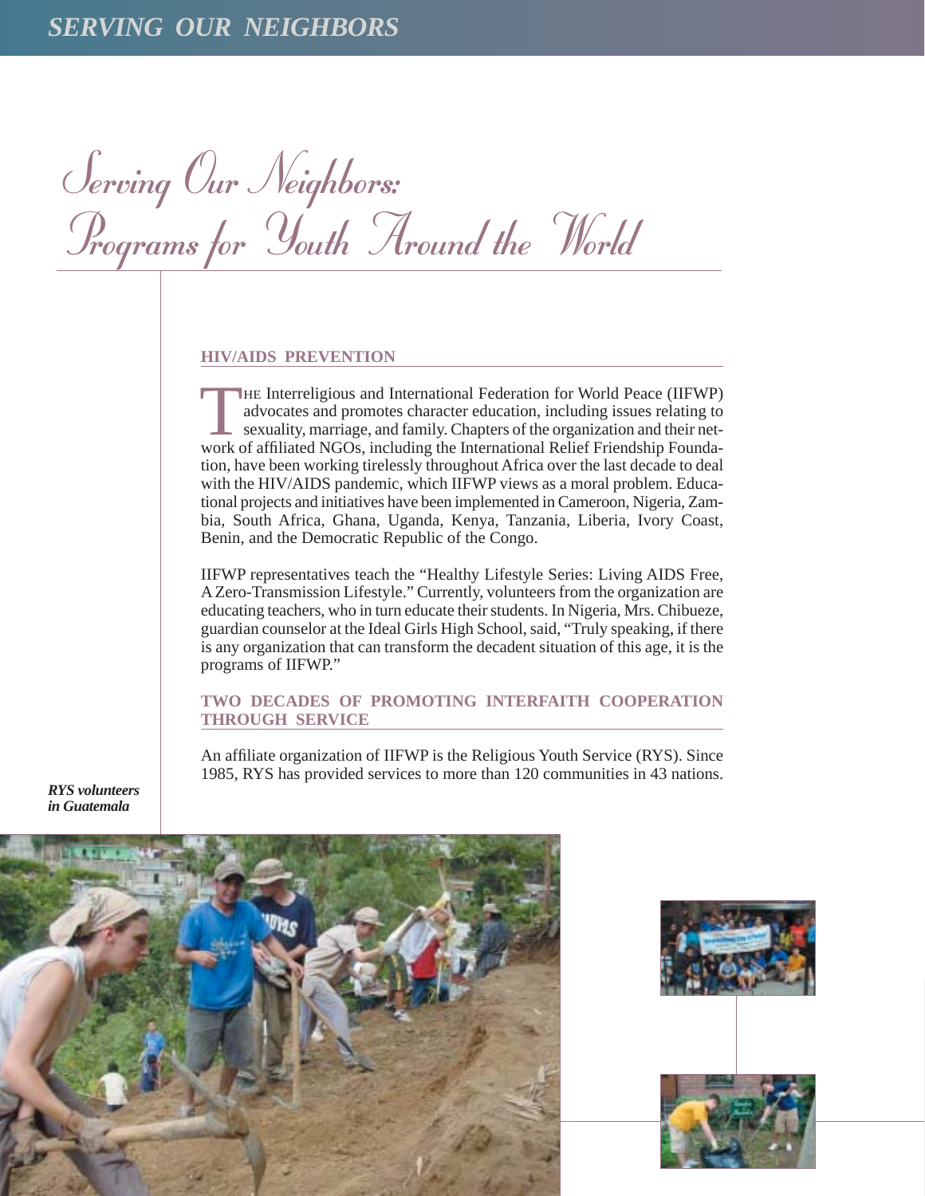# Serving Our Neighbors: Programs for Youth Around the World

## HIV/AIDS PREVENTION

THE Interreligious and International Federation for World Peace (IIFWP) advocates and promotes character education, including issues relating to sexuality, marriage, and family. Chapters of the organization and their network of affiliated NGOs, including the International Relief Friendship Foundation, have been working tirelessly throughout Africa over the last decade to deal with the HIV/AIDS pandemic, which IIFWP views as a moral problem. Educational projects and initiatives have been implemented in Cameroon, Nigeria, Zambia, South Africa, Ghana, Uganda, Kenya, Tanzania, Liberia, Ivory Coast, Benin, and the Democratic Republic of the Congo.

IIFWP representatives teach the "Healthy Lifestyle Series: Living AIDS Free, A Zero-Transmission Lifestyle." Currently, volunteers from the organization are educating teachers, who in turn educate their students. In Nigeria, Mrs. Chibueze, guardian counselor at the Ideal Girls High School, said, "Truly speaking, if there is any organization that can transform the decadent situation of this age, it is the programs of IIFWP."

## TWO DECADES OF PROMOTING INTERFAITH COOPERATION THROUGH SERVICE

An affiliate organization of IIFWP is the Religious Youth Service (RYS). Since 1985, RYS has provided services to more than 120 communities in 43 nations.

*RYS volunteers in Guatemala*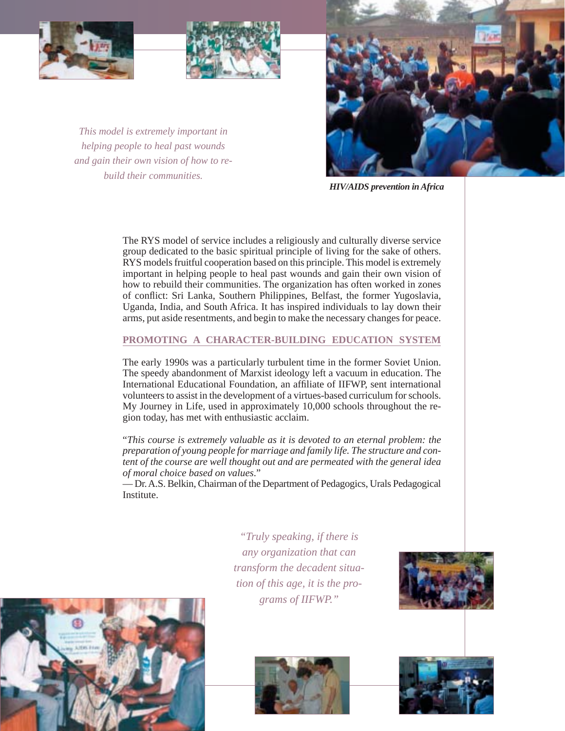*This model is extremely important in helping people to heal past wounds and gain their own vision of how to rebuild their communities.*

***HIV/AIDS prevention in Africa***

The RYS model of service includes a religiously and culturally diverse service group dedicated to the basic spiritual principle of living for the sake of others. RYS models fruitful cooperation based on this principle. This model is extremely important in helping people to heal past wounds and gain their own vision of how to rebuild their communities. The organization has often worked in zones of conflict: Sri Lanka, Southern Philippines, Belfast, the former Yugoslavia, Uganda, India, and South Africa. It has inspired individuals to lay down their arms, put aside resentments, and begin to make the necessary changes for peace.

## PROMOTING A CHARACTER-BUILDING EDUCATION SYSTEM

The early 1990s was a particularly turbulent time in the former Soviet Union. The speedy abandonment of Marxist ideology left a vacuum in education. The International Educational Foundation, an affiliate of IIFWP, sent international volunteers to assist in the development of a virtues-based curriculum for schools. My Journey in Life, used in approximately 10,000 schools throughout the region today, has met with enthusiastic acclaim.

"*This course is extremely valuable as it is devoted to an eternal problem: the preparation of young people for marriage and family life. The structure and content of the course are well thought out and are permeated with the general idea of moral choice based on values.*"
— Dr. A.S. Belkin, Chairman of the Department of Pedagogics, Urals Pedagogical Institute.

*"Truly speaking, if there is any organization that can transform the decadent situation of this age, it is the programs of IIFWP."*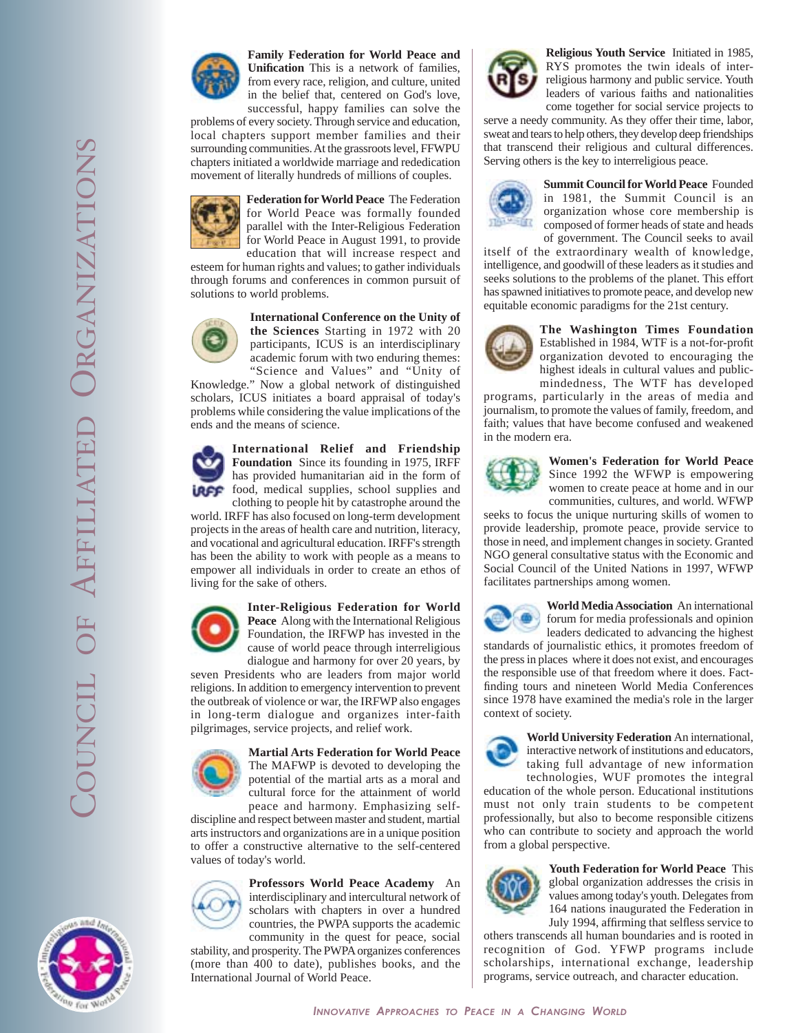# Council of Affiliated Organizations

**Family Federation for World Peace and Unification** This is a network of families, from every race, religion, and culture, united in the belief that, centered on God's love, successful, happy families can solve the problems of every society. Through service and education, local chapters support member families and their surrounding communities. At the grassroots level, FFWPU chapters initiated a worldwide marriage and rededication movement of literally hundreds of millions of couples.

**Federation for World Peace** The Federation for World Peace was formally founded parallel with the Inter-Religious Federation for World Peace in August 1991, to provide education that will increase respect and esteem for human rights and values; to gather individuals through forums and conferences in common pursuit of solutions to world problems.

**International Conference on the Unity of the Sciences** Starting in 1972 with 20 participants, ICUS is an interdisciplinary academic forum with two enduring themes: "Science and Values" and "Unity of Knowledge." Now a global network of distinguished scholars, ICUS initiates a board appraisal of today's problems while considering the value implications of the ends and the means of science.

**International Relief and Friendship Foundation** Since its founding in 1975, IRFF has provided humanitarian aid in the form of food, medical supplies, school supplies and clothing to people hit by catastrophe around the world. IRFF has also focused on long-term development projects in the areas of health care and nutrition, literacy, and vocational and agricultural education. IRFF's strength has been the ability to work with people as a means to empower all individuals in order to create an ethos of living for the sake of others.

**Inter-Religious Federation for World Peace** Along with the International Religious Foundation, the IRFWP has invested in the cause of world peace through interreligious dialogue and harmony for over 20 years, by seven Presidents who are leaders from major world religions. In addition to emergency intervention to prevent the outbreak of violence or war, the IRFWP also engages in long-term dialogue and organizes inter-faith pilgrimages, service projects, and relief work.

**Martial Arts Federation for World Peace** The MAFWP is devoted to developing the potential of the martial arts as a moral and cultural force for the attainment of world peace and harmony. Emphasizing self-discipline and respect between master and student, martial arts instructors and organizations are in a unique position to offer a constructive alternative to the self-centered values of today's world.

**Professors World Peace Academy** An interdisciplinary and intercultural network of scholars with chapters in over a hundred countries, the PWPA supports the academic community in the quest for peace, social stability, and prosperity. The PWPA organizes conferences (more than 400 to date), publishes books, and the International Journal of World Peace.

**Religious Youth Service** Initiated in 1985, RYS promotes the twin ideals of inter-religious harmony and public service. Youth leaders of various faiths and nationalities come together for social service projects to serve a needy community. As they offer their time, labor, sweat and tears to help others, they develop deep friendships that transcend their religious and cultural differences. Serving others is the key to interreligious peace.

**Summit Council for World Peace** Founded in 1981, the Summit Council is an organization whose core membership is composed of former heads of state and heads of government. The Council seeks to avail itself of the extraordinary wealth of knowledge, intelligence, and goodwill of these leaders as it studies and seeks solutions to the problems of the planet. This effort has spawned initiatives to promote peace, and develop new equitable economic paradigms for the 21st century.

**The Washington Times Foundation** Established in 1984, WTF is a not-for-profit organization devoted to encouraging the highest ideals in cultural values and public-mindedness, The WTF has developed programs, particularly in the areas of media and journalism, to promote the values of family, freedom, and faith; values that have become confused and weakened in the modern era.

**Women's Federation for World Peace** Since 1992 the WFWP is empowering women to create peace at home and in our communities, cultures, and world. WFWP seeks to focus the unique nurturing skills of women to provide leadership, promote peace, provide service to those in need, and implement changes in society. Granted NGO general consultative status with the Economic and Social Council of the United Nations in 1997, WFWP facilitates partnerships among women.

**World Media Association** An international forum for media professionals and opinion leaders dedicated to advancing the highest standards of journalistic ethics, it promotes freedom of the press in places where it does not exist, and encourages the responsible use of that freedom where it does. Fact-finding tours and nineteen World Media Conferences since 1978 have examined the media's role in the larger context of society.

**World University Federation** An international, interactive network of institutions and educators, taking full advantage of new information technologies, WUF promotes the integral education of the whole person. Educational institutions must not only train students to be competent professionally, but also to become responsible citizens who can contribute to society and approach the world from a global perspective.

**Youth Federation for World Peace** This global organization addresses the crisis in values among today's youth. Delegates from 164 nations inaugurated the Federation in July 1994, affirming that selfless service to others transcends all human boundaries and is rooted in recognition of God. YFWP programs include scholarships, international exchange, leadership programs, service outreach, and character education.